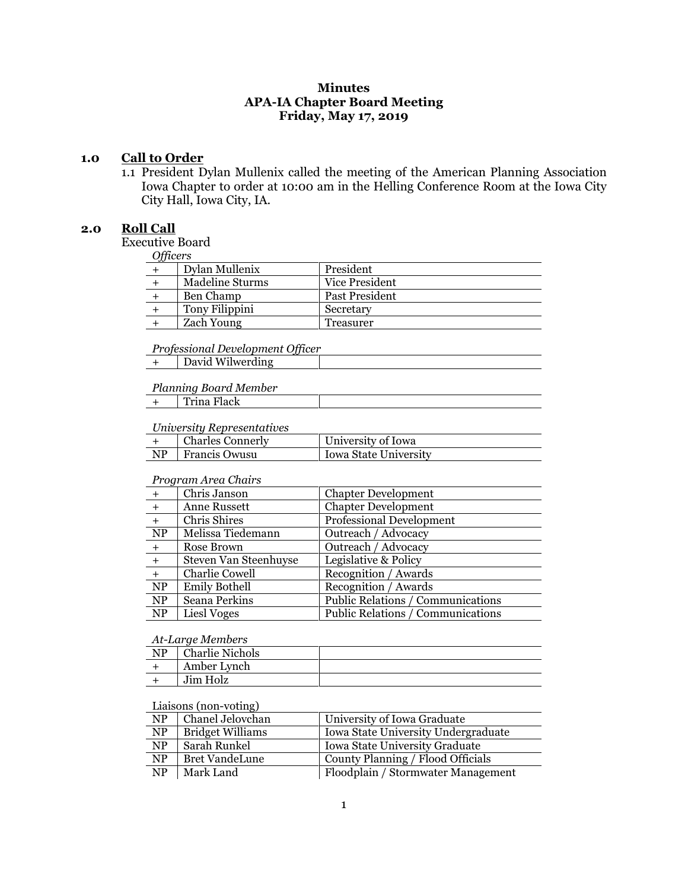**Minutes**
**APA-IA Chapter Board Meeting**
**Friday, May 17, 2019**

## 1.0 Call to Order

1.1 President Dylan Mullenix called the meeting of the American Planning Association Iowa Chapter to order at 10:00 am in the Helling Conference Room at the Iowa City City Hall, Iowa City, IA.

## 2.0 Roll Call

Executive Board

*Officers*

| | | |
|---|---|---|
| + | Dylan Mullenix | President |
| + | Madeline Sturms | Vice President |
| + | Ben Champ | Past President |
| + | Tony Filippini | Secretary |
| + | Zach Young | Treasurer |

*Professional Development Officer*

| | | |
|---|---|---|
| + | David Wilwerding | |

*Planning Board Member*

| | | |
|---|---|---|
| + | Trina Flack | |

*University Representatives*

| | | |
|---|---|---|
| + | Charles Connerly | University of Iowa |
| NP | Francis Owusu | Iowa State University |

*Program Area Chairs*

| | | |
|---|---|---|
| + | Chris Janson | Chapter Development |
| + | Anne Russett | Chapter Development |
| + | Chris Shires | Professional Development |
| NP | Melissa Tiedemann | Outreach / Advocacy |
| + | Rose Brown | Outreach / Advocacy |
| + | Steven Van Steenhuyse | Legislative & Policy |
| + | Charlie Cowell | Recognition / Awards |
| NP | Emily Bothell | Recognition / Awards |
| NP | Seana Perkins | Public Relations / Communications |
| NP | Liesl Voges | Public Relations / Communications |

*At-Large Members*

| | | |
|---|---|---|
| NP | Charlie Nichols | |
| + | Amber Lynch | |
| + | Jim Holz | |

Liaisons (non-voting)

| | | |
|---|---|---|
| NP | Chanel Jelovchan | University of Iowa Graduate |
| NP | Bridget Williams | Iowa State University Undergraduate |
| NP | Sarah Runkel | Iowa State University Graduate |
| NP | Bret VandeLune | County Planning / Flood Officials |
| NP | Mark Land | Floodplain / Stormwater Management |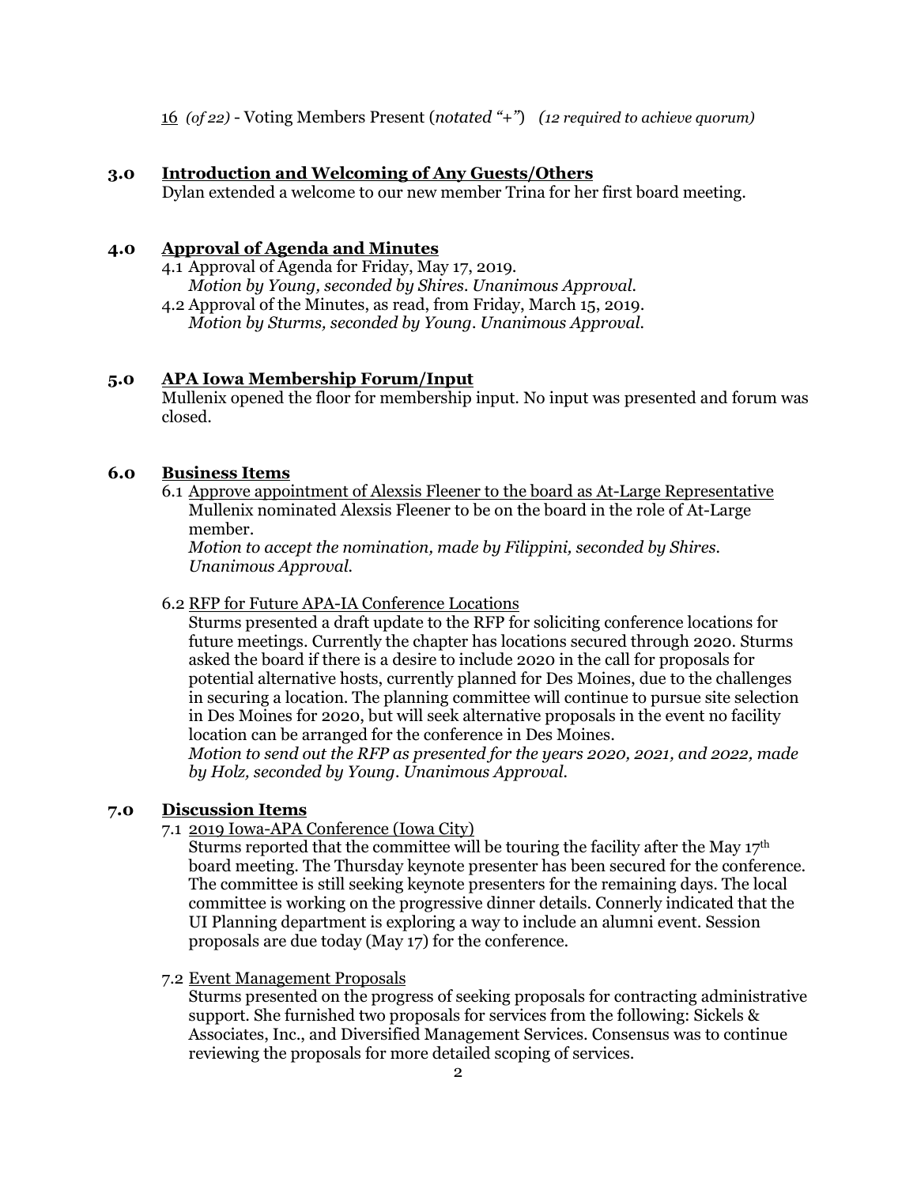16 *(of 22)* - Voting Members Present (*notated "+"*) *(12 required to achieve quorum)*

## 3.0 Introduction and Welcoming of Any Guests/Others

Dylan extended a welcome to our new member Trina for her first board meeting.

## 4.0 Approval of Agenda and Minutes

4.1 Approval of Agenda for Friday, May 17, 2019.
*Motion by Young, seconded by Shires. Unanimous Approval.*

4.2 Approval of the Minutes, as read, from Friday, March 15, 2019.
*Motion by Sturms, seconded by Young. Unanimous Approval.*

## 5.0 APA Iowa Membership Forum/Input

Mullenix opened the floor for membership input. No input was presented and forum was closed.

## 6.0 Business Items

6.1 Approve appointment of Alexsis Fleener to the board as At-Large Representative
Mullenix nominated Alexsis Fleener to be on the board in the role of At-Large member.
*Motion to accept the nomination, made by Filippini, seconded by Shires. Unanimous Approval.*

6.2 RFP for Future APA-IA Conference Locations
Sturms presented a draft update to the RFP for soliciting conference locations for future meetings. Currently the chapter has locations secured through 2020. Sturms asked the board if there is a desire to include 2020 in the call for proposals for potential alternative hosts, currently planned for Des Moines, due to the challenges in securing a location. The planning committee will continue to pursue site selection in Des Moines for 2020, but will seek alternative proposals in the event no facility location can be arranged for the conference in Des Moines.
*Motion to send out the RFP as presented for the years 2020, 2021, and 2022, made by Holz, seconded by Young. Unanimous Approval.*

## 7.0 Discussion Items

7.1 2019 Iowa-APA Conference (Iowa City)
Sturms reported that the committee will be touring the facility after the May 17th board meeting. The Thursday keynote presenter has been secured for the conference. The committee is still seeking keynote presenters for the remaining days. The local committee is working on the progressive dinner details. Connerly indicated that the UI Planning department is exploring a way to include an alumni event. Session proposals are due today (May 17) for the conference.

7.2 Event Management Proposals
Sturms presented on the progress of seeking proposals for contracting administrative support. She furnished two proposals for services from the following: Sickels & Associates, Inc., and Diversified Management Services. Consensus was to continue reviewing the proposals for more detailed scoping of services.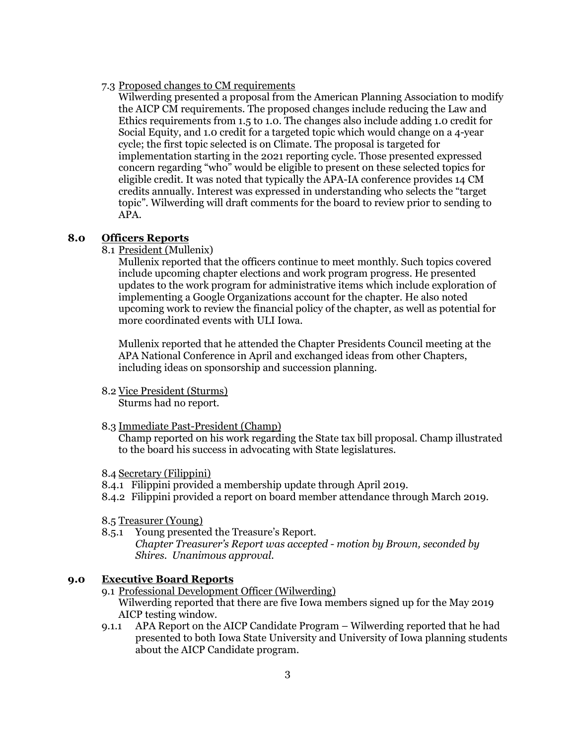7.3 Proposed changes to CM requirements

Wilwerding presented a proposal from the American Planning Association to modify the AICP CM requirements. The proposed changes include reducing the Law and Ethics requirements from 1.5 to 1.0. The changes also include adding 1.0 credit for Social Equity, and 1.0 credit for a targeted topic which would change on a 4-year cycle; the first topic selected is on Climate. The proposal is targeted for implementation starting in the 2021 reporting cycle. Those presented expressed concern regarding "who" would be eligible to present on these selected topics for eligible credit. It was noted that typically the APA-IA conference provides 14 CM credits annually. Interest was expressed in understanding who selects the "target topic". Wilwerding will draft comments for the board to review prior to sending to APA.

## 8.0 Officers Reports

8.1 President (Mullenix)

Mullenix reported that the officers continue to meet monthly. Such topics covered include upcoming chapter elections and work program progress. He presented updates to the work program for administrative items which include exploration of implementing a Google Organizations account for the chapter. He also noted upcoming work to review the financial policy of the chapter, as well as potential for more coordinated events with ULI Iowa.

Mullenix reported that he attended the Chapter Presidents Council meeting at the APA National Conference in April and exchanged ideas from other Chapters, including ideas on sponsorship and succession planning.

8.2 Vice President (Sturms)

Sturms had no report.

8.3 Immediate Past-President (Champ)

Champ reported on his work regarding the State tax bill proposal. Champ illustrated to the board his success in advocating with State legislatures.

8.4 Secretary (Filippini)

8.4.1 Filippini provided a membership update through April 2019.

8.4.2 Filippini provided a report on board member attendance through March 2019.

8.5 Treasurer (Young)

8.5.1 Young presented the Treasure's Report.

*Chapter Treasurer's Report was accepted - motion by Brown, seconded by Shires. Unanimous approval.*

## 9.0 Executive Board Reports

9.1 Professional Development Officer (Wilwerding)

Wilwerding reported that there are five Iowa members signed up for the May 2019 AICP testing window.

9.1.1 APA Report on the AICP Candidate Program – Wilwerding reported that he had presented to both Iowa State University and University of Iowa planning students about the AICP Candidate program.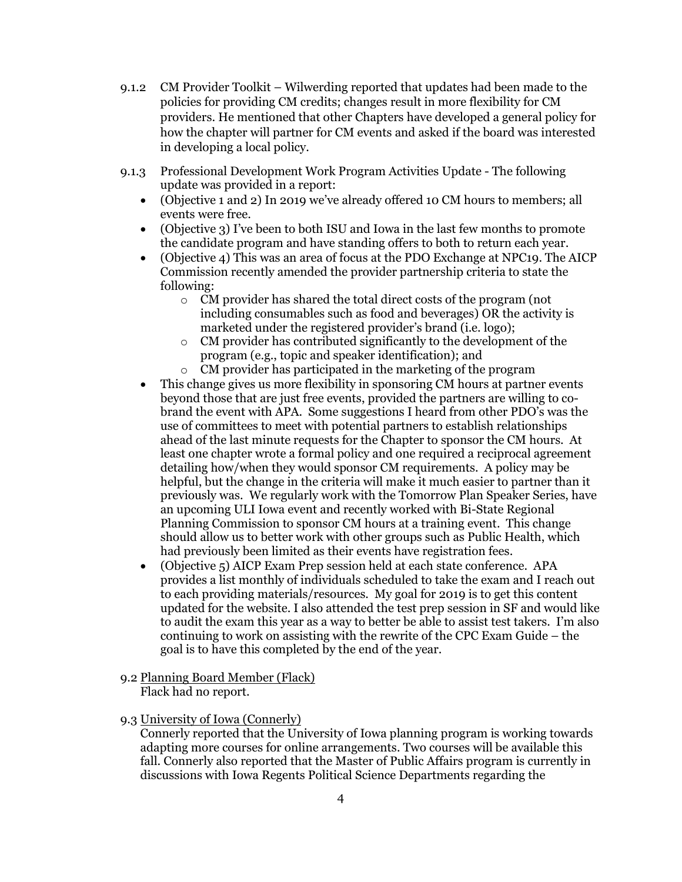9.1.2 CM Provider Toolkit – Wilwerding reported that updates had been made to the policies for providing CM credits; changes result in more flexibility for CM providers. He mentioned that other Chapters have developed a general policy for how the chapter will partner for CM events and asked if the board was interested in developing a local policy.

9.1.3 Professional Development Work Program Activities Update - The following update was provided in a report:

- (Objective 1 and 2) In 2019 we've already offered 10 CM hours to members; all events were free.
- (Objective 3) I've been to both ISU and Iowa in the last few months to promote the candidate program and have standing offers to both to return each year.
- (Objective 4) This was an area of focus at the PDO Exchange at NPC19. The AICP Commission recently amended the provider partnership criteria to state the following:
  - CM provider has shared the total direct costs of the program (not including consumables such as food and beverages) OR the activity is marketed under the registered provider's brand (i.e. logo);
  - CM provider has contributed significantly to the development of the program (e.g., topic and speaker identification); and
  - CM provider has participated in the marketing of the program
- This change gives us more flexibility in sponsoring CM hours at partner events beyond those that are just free events, provided the partners are willing to co-brand the event with APA. Some suggestions I heard from other PDO's was the use of committees to meet with potential partners to establish relationships ahead of the last minute requests for the Chapter to sponsor the CM hours. At least one chapter wrote a formal policy and one required a reciprocal agreement detailing how/when they would sponsor CM requirements. A policy may be helpful, but the change in the criteria will make it much easier to partner than it previously was. We regularly work with the Tomorrow Plan Speaker Series, have an upcoming ULI Iowa event and recently worked with Bi-State Regional Planning Commission to sponsor CM hours at a training event. This change should allow us to better work with other groups such as Public Health, which had previously been limited as their events have registration fees.
- (Objective 5) AICP Exam Prep session held at each state conference. APA provides a list monthly of individuals scheduled to take the exam and I reach out to each providing materials/resources. My goal for 2019 is to get this content updated for the website. I also attended the test prep session in SF and would like to audit the exam this year as a way to better be able to assist test takers. I'm also continuing to work on assisting with the rewrite of the CPC Exam Guide – the goal is to have this completed by the end of the year.

9.2 Planning Board Member (Flack)
Flack had no report.

9.3 University of Iowa (Connerly)
Connerly reported that the University of Iowa planning program is working towards adapting more courses for online arrangements. Two courses will be available this fall. Connerly also reported that the Master of Public Affairs program is currently in discussions with Iowa Regents Political Science Departments regarding the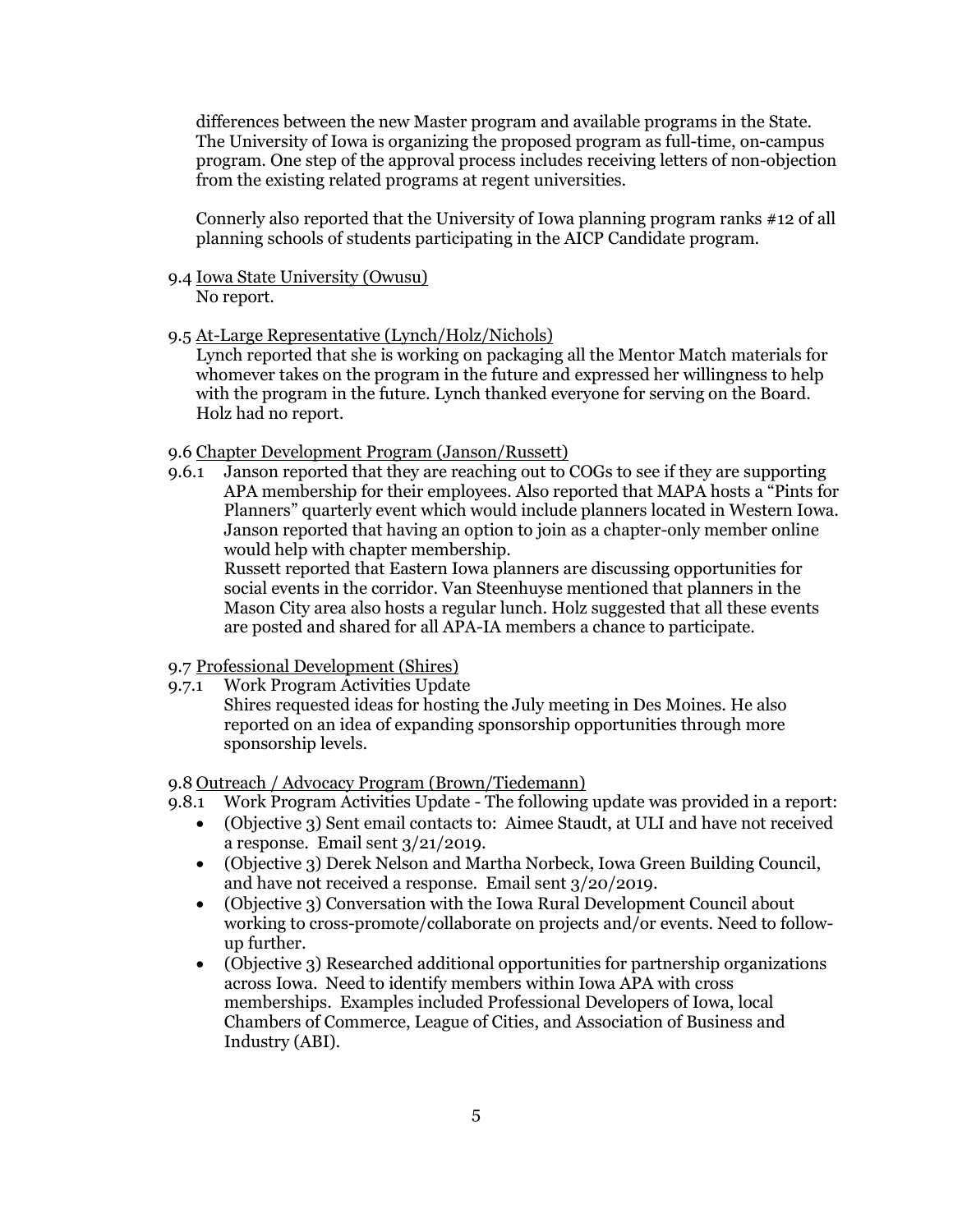differences between the new Master program and available programs in the State. The University of Iowa is organizing the proposed program as full-time, on-campus program. One step of the approval process includes receiving letters of non-objection from the existing related programs at regent universities.

Connerly also reported that the University of Iowa planning program ranks #12 of all planning schools of students participating in the AICP Candidate program.

9.4 <u>Iowa State University (Owusu)</u>
No report.

9.5 <u>At-Large Representative (Lynch/Holz/Nichols)</u>
Lynch reported that she is working on packaging all the Mentor Match materials for whomever takes on the program in the future and expressed her willingness to help with the program in the future. Lynch thanked everyone for serving on the Board. Holz had no report.

9.6 <u>Chapter Development Program (Janson/Russett)</u>

9.6.1 Janson reported that they are reaching out to COGs to see if they are supporting APA membership for their employees. Also reported that MAPA hosts a "Pints for Planners" quarterly event which would include planners located in Western Iowa. Janson reported that having an option to join as a chapter-only member online would help with chapter membership.
Russett reported that Eastern Iowa planners are discussing opportunities for social events in the corridor. Van Steenhuyse mentioned that planners in the Mason City area also hosts a regular lunch. Holz suggested that all these events are posted and shared for all APA-IA members a chance to participate.

9.7 <u>Professional Development (Shires)</u>

9.7.1 Work Program Activities Update
Shires requested ideas for hosting the July meeting in Des Moines. He also reported on an idea of expanding sponsorship opportunities through more sponsorship levels.

9.8 <u>Outreach / Advocacy Program (Brown/Tiedemann)</u>

9.8.1 Work Program Activities Update - The following update was provided in a report:

- (Objective 3) Sent email contacts to: Aimee Staudt, at ULI and have not received a response. Email sent 3/21/2019.
- (Objective 3) Derek Nelson and Martha Norbeck, Iowa Green Building Council, and have not received a response. Email sent 3/20/2019.
- (Objective 3) Conversation with the Iowa Rural Development Council about working to cross-promote/collaborate on projects and/or events. Need to follow-up further.
- (Objective 3) Researched additional opportunities for partnership organizations across Iowa. Need to identify members within Iowa APA with cross memberships. Examples included Professional Developers of Iowa, local Chambers of Commerce, League of Cities, and Association of Business and Industry (ABI).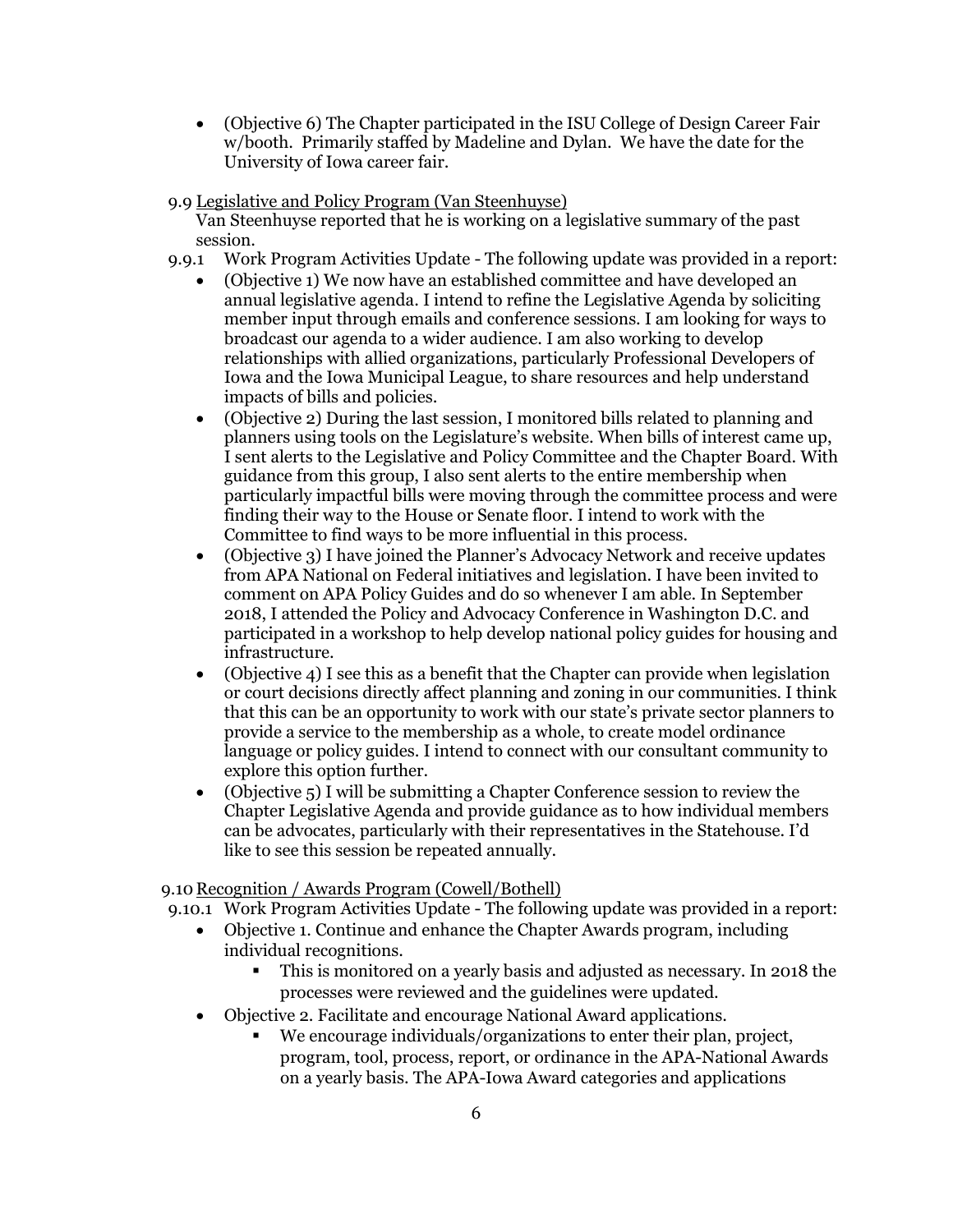- (Objective 6) The Chapter participated in the ISU College of Design Career Fair w/booth. Primarily staffed by Madeline and Dylan. We have the date for the University of Iowa career fair.

9.9 Legislative and Policy Program (Van Steenhuyse)

Van Steenhuyse reported that he is working on a legislative summary of the past session.

9.9.1 Work Program Activities Update - The following update was provided in a report:

- (Objective 1) We now have an established committee and have developed an annual legislative agenda. I intend to refine the Legislative Agenda by soliciting member input through emails and conference sessions. I am looking for ways to broadcast our agenda to a wider audience. I am also working to develop relationships with allied organizations, particularly Professional Developers of Iowa and the Iowa Municipal League, to share resources and help understand impacts of bills and policies.
- (Objective 2) During the last session, I monitored bills related to planning and planners using tools on the Legislature's website. When bills of interest came up, I sent alerts to the Legislative and Policy Committee and the Chapter Board. With guidance from this group, I also sent alerts to the entire membership when particularly impactful bills were moving through the committee process and were finding their way to the House or Senate floor. I intend to work with the Committee to find ways to be more influential in this process.
- (Objective 3) I have joined the Planner's Advocacy Network and receive updates from APA National on Federal initiatives and legislation. I have been invited to comment on APA Policy Guides and do so whenever I am able. In September 2018, I attended the Policy and Advocacy Conference in Washington D.C. and participated in a workshop to help develop national policy guides for housing and infrastructure.
- (Objective 4) I see this as a benefit that the Chapter can provide when legislation or court decisions directly affect planning and zoning in our communities. I think that this can be an opportunity to work with our state's private sector planners to provide a service to the membership as a whole, to create model ordinance language or policy guides. I intend to connect with our consultant community to explore this option further.
- (Objective 5) I will be submitting a Chapter Conference session to review the Chapter Legislative Agenda and provide guidance as to how individual members can be advocates, particularly with their representatives in the Statehouse. I'd like to see this session be repeated annually.

9.10 Recognition / Awards Program (Cowell/Bothell)

9.10.1 Work Program Activities Update - The following update was provided in a report:

- Objective 1. Continue and enhance the Chapter Awards program, including individual recognitions.
  - This is monitored on a yearly basis and adjusted as necessary. In 2018 the processes were reviewed and the guidelines were updated.
- Objective 2. Facilitate and encourage National Award applications.
  - We encourage individuals/organizations to enter their plan, project, program, tool, process, report, or ordinance in the APA-National Awards on a yearly basis. The APA-Iowa Award categories and applications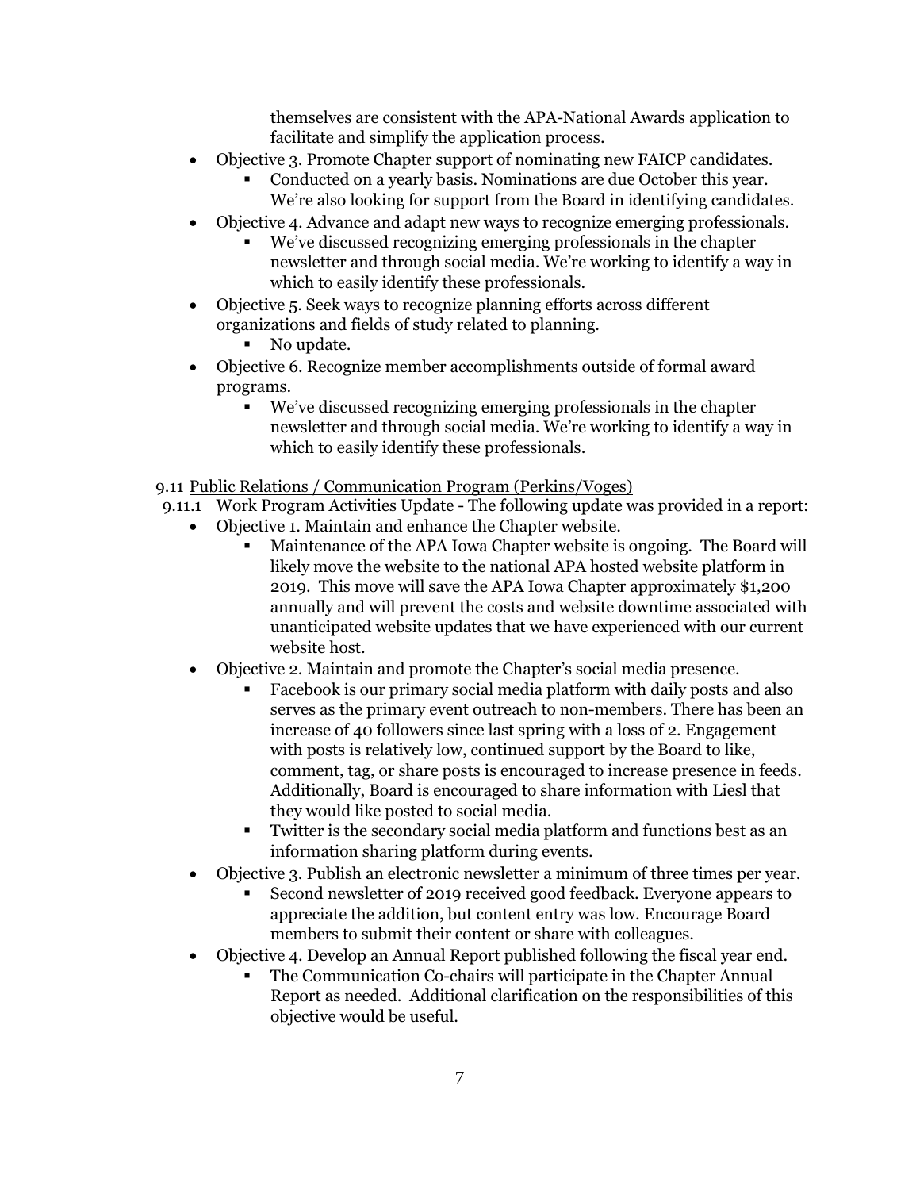themselves are consistent with the APA-National Awards application to facilitate and simplify the application process.

- Objective 3. Promote Chapter support of nominating new FAICP candidates.
    - Conducted on a yearly basis. Nominations are due October this year. We're also looking for support from the Board in identifying candidates.
- Objective 4. Advance and adapt new ways to recognize emerging professionals.
    - We've discussed recognizing emerging professionals in the chapter newsletter and through social media. We're working to identify a way in which to easily identify these professionals.
- Objective 5. Seek ways to recognize planning efforts across different organizations and fields of study related to planning.
    - No update.
- Objective 6. Recognize member accomplishments outside of formal award programs.
    - We've discussed recognizing emerging professionals in the chapter newsletter and through social media. We're working to identify a way in which to easily identify these professionals.

9.11 Public Relations / Communication Program (Perkins/Voges)

9.11.1 Work Program Activities Update - The following update was provided in a report:

- Objective 1. Maintain and enhance the Chapter website.
    - Maintenance of the APA Iowa Chapter website is ongoing. The Board will likely move the website to the national APA hosted website platform in 2019. This move will save the APA Iowa Chapter approximately $1,200 annually and will prevent the costs and website downtime associated with unanticipated website updates that we have experienced with our current website host.
- Objective 2. Maintain and promote the Chapter's social media presence.
    - Facebook is our primary social media platform with daily posts and also serves as the primary event outreach to non-members. There has been an increase of 40 followers since last spring with a loss of 2. Engagement with posts is relatively low, continued support by the Board to like, comment, tag, or share posts is encouraged to increase presence in feeds. Additionally, Board is encouraged to share information with Liesl that they would like posted to social media.
    - Twitter is the secondary social media platform and functions best as an information sharing platform during events.
- Objective 3. Publish an electronic newsletter a minimum of three times per year.
    - Second newsletter of 2019 received good feedback. Everyone appears to appreciate the addition, but content entry was low. Encourage Board members to submit their content or share with colleagues.
- Objective 4. Develop an Annual Report published following the fiscal year end.
    - The Communication Co-chairs will participate in the Chapter Annual Report as needed. Additional clarification on the responsibilities of this objective would be useful.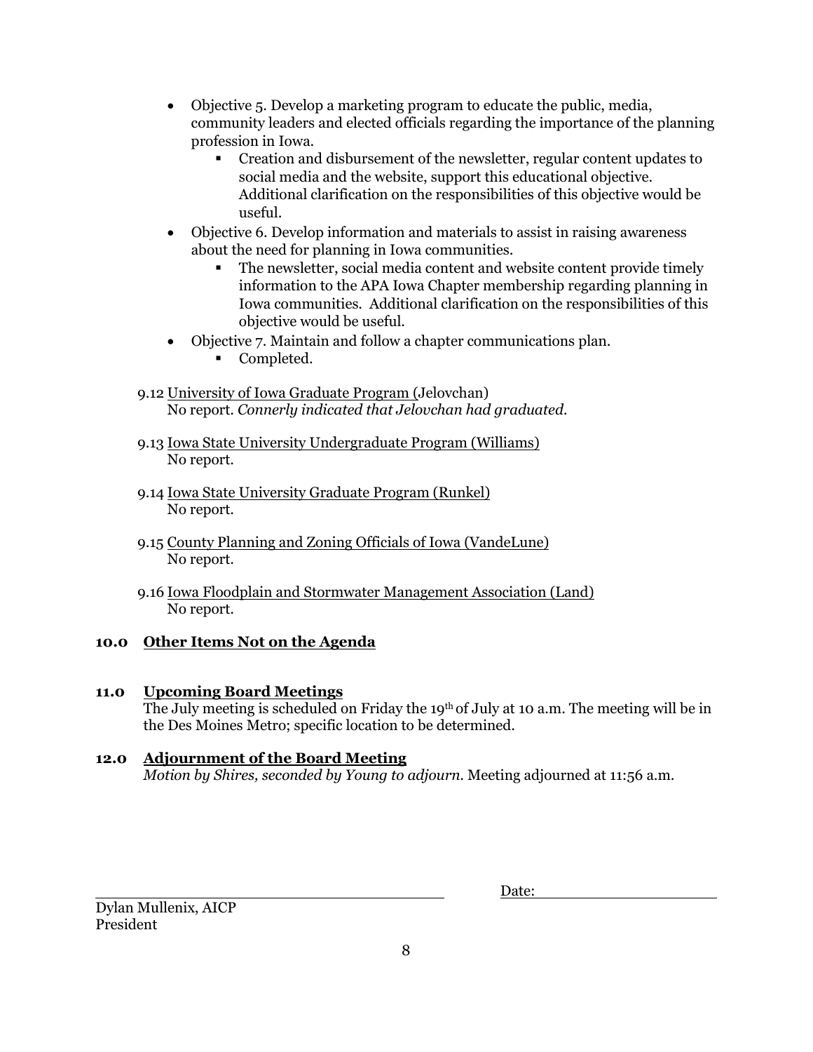- Objective 5. Develop a marketing program to educate the public, media, community leaders and elected officials regarding the importance of the planning profession in Iowa.
    - Creation and disbursement of the newsletter, regular content updates to social media and the website, support this educational objective. Additional clarification on the responsibilities of this objective would be useful.
- Objective 6. Develop information and materials to assist in raising awareness about the need for planning in Iowa communities.
    - The newsletter, social media content and website content provide timely information to the APA Iowa Chapter membership regarding planning in Iowa communities. Additional clarification on the responsibilities of this objective would be useful.
- Objective 7. Maintain and follow a chapter communications plan.
    - Completed.

9.12 University of Iowa Graduate Program (Jelovchan)
No report. *Connerly indicated that Jelovchan had graduated.*

9.13 Iowa State University Undergraduate Program (Williams)
No report.

9.14 Iowa State University Graduate Program (Runkel)
No report.

9.15 County Planning and Zoning Officials of Iowa (VandeLune)
No report.

9.16 Iowa Floodplain and Stormwater Management Association (Land)
No report.

## 10.0 Other Items Not on the Agenda

## 11.0 Upcoming Board Meetings

The July meeting is scheduled on Friday the 19th of July at 10 a.m. The meeting will be in the Des Moines Metro; specific location to be determined.

## 12.0 Adjournment of the Board Meeting

*Motion by Shires, seconded by Young to adjourn.* Meeting adjourned at 11:56 a.m.

\_\_\_\_\_\_\_\_\_\_\_\_\_\_\_\_\_\_\_\_\_\_\_\_\_\_\_\_\_\_\_\_\_\_\_\_\_\_ Date: \_\_\_\_\_\_\_\_\_\_\_\_\_\_\_\_\_\_\_\_

Dylan Mullenix, AICP
President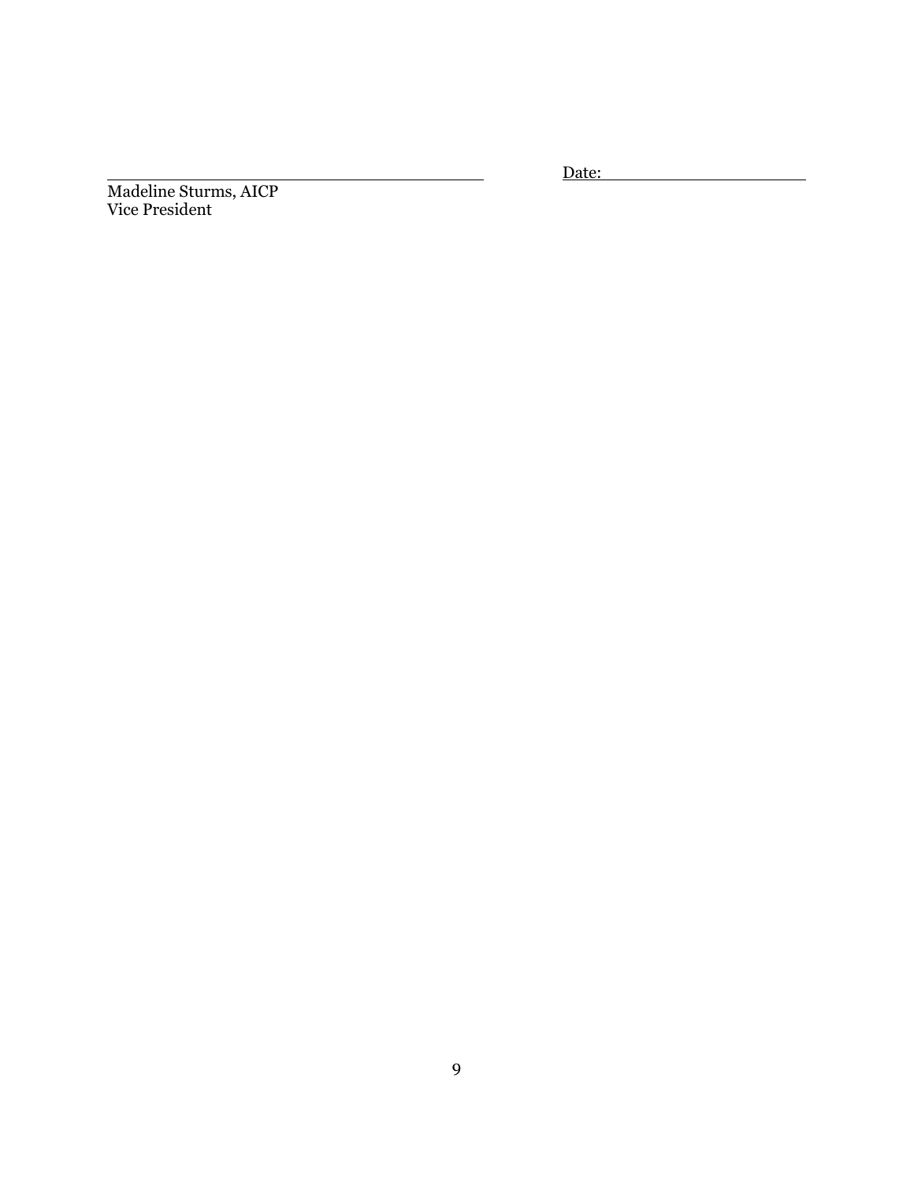\_\_\_\_\_\_\_\_\_\_\_\_\_\_\_\_\_\_\_\_\_\_\_\_\_\_\_\_\_\_\_\_\_\_\_\_\_\_\_\_ Date: \_\_\_\_\_\_\_\_\_\_\_\_\_\_\_\_\_\_\_\_

Madeline Sturms, AICP
Vice President